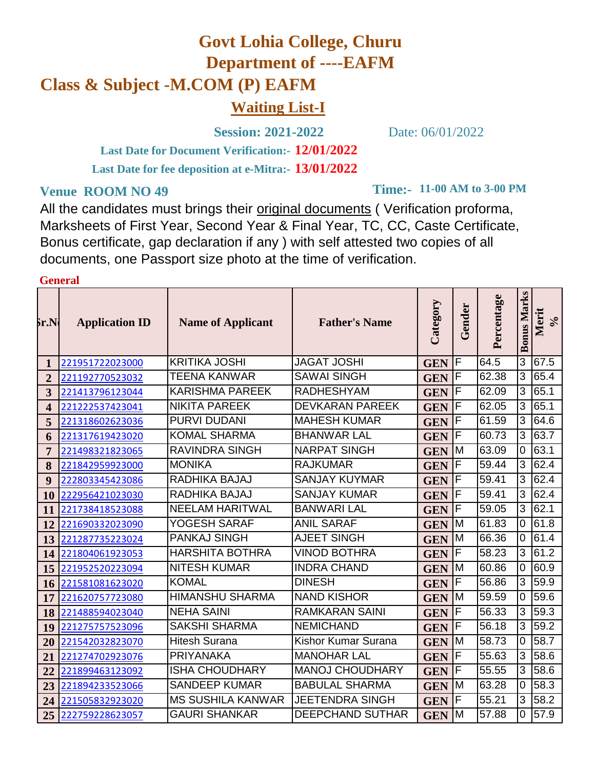# Govt Lohia College, Churu

## Department of ----EAFM

## Class & Subject -M.COM (P) EAFM

### Waiting List-I

**Session: 2021-2022** Date: 06/01/2022

**Last Date for Document Verification:- 12/01/2022**

**Last Date for fee deposition at e-Mitra:- 13/01/2022**

**Venue ROOM NO 49** **Time:- 11-00 AM to 3-00 PM**

All the candidates must brings their original documents ( Verification proforma, Marksheets of First Year, Second Year & Final Year, TC, CC, Caste Certificate, Bonus certificate, gap declaration if any ) with self attested two copies of all documents, one Passport size photo at the time of verification.

**General**

| Sr.No | Application ID | Name of Applicant | Father's Name | Category | Gender | Percentage | Bonus Marks | Merit % |
|---|---|---|---|---|---|---|---|---|
| 1 | 221951722023000 | KRITIKA JOSHI | JAGAT JOSHI | GEN | F | 64.5 | 3 | 67.5 |
| 2 | 221192770523032 | TEENA KANWAR | SAWAI SINGH | GEN | F | 62.38 | 3 | 65.4 |
| 3 | 221413796123044 | KARISHMA PAREEK | RADHESHYAM | GEN | F | 62.09 | 3 | 65.1 |
| 4 | 221222537423041 | NIKITA PAREEK | DEVKARAN PAREEK | GEN | F | 62.05 | 3 | 65.1 |
| 5 | 221318602623036 | PURVI DUDANI | MAHESH KUMAR | GEN | F | 61.59 | 3 | 64.6 |
| 6 | 221317619423020 | KOMAL SHARMA | BHANWAR LAL | GEN | F | 60.73 | 3 | 63.7 |
| 7 | 221498321823065 | RAVINDRA SINGH | NARPAT SINGH | GEN | M | 63.09 | 0 | 63.1 |
| 8 | 221842959923000 | MONIKA | RAJKUMAR | GEN | F | 59.44 | 3 | 62.4 |
| 9 | 222803345423086 | RADHIKA BAJAJ | SANJAY KUYMAR | GEN | F | 59.41 | 3 | 62.4 |
| 10 | 222956421023030 | RADHIKA BAJAJ | SANJAY KUMAR | GEN | F | 59.41 | 3 | 62.4 |
| 11 | 221738418523088 | NEELAM HARITWAL | BANWARI LAL | GEN | F | 59.05 | 3 | 62.1 |
| 12 | 221690332023090 | YOGESH SARAF | ANIL SARAF | GEN | M | 61.83 | 0 | 61.8 |
| 13 | 221287735223024 | PANKAJ SINGH | AJEET SINGH | GEN | M | 66.36 | 0 | 61.4 |
| 14 | 221804061923053 | HARSHITA BOTHRA | VINOD BOTHRA | GEN | F | 58.23 | 3 | 61.2 |
| 15 | 221952520223094 | NITESH KUMAR | INDRA CHAND | GEN | M | 60.86 | 0 | 60.9 |
| 16 | 221581081623020 | KOMAL | DINESH | GEN | F | 56.86 | 3 | 59.9 |
| 17 | 221620757723080 | HIMANSHU SHARMA | NAND KISHOR | GEN | M | 59.59 | 0 | 59.6 |
| 18 | 221488594023040 | NEHA SAINI | RAMKARAN SAINI | GEN | F | 56.33 | 3 | 59.3 |
| 19 | 221275757523096 | SAKSHI SHARMA | NEMICHAND | GEN | F | 56.18 | 3 | 59.2 |
| 20 | 221542032823070 | Hitesh Surana | Kishor Kumar Surana | GEN | M | 58.73 | 0 | 58.7 |
| 21 | 221274702923076 | PRIYANAKA | MANOHAR LAL | GEN | F | 55.63 | 3 | 58.6 |
| 22 | 221899463123092 | ISHA CHOUDHARY | MANOJ CHOUDHARY | GEN | F | 55.55 | 3 | 58.6 |
| 23 | 221894233523066 | SANDEEP KUMAR | BABULAL SHARMA | GEN | M | 63.28 | 0 | 58.3 |
| 24 | 221505832923020 | MS SUSHILA KANWAR | JEETENDRA SINGH | GEN | F | 55.21 | 3 | 58.2 |
| 25 | 222759228623057 | GAURI SHANKAR | DEEPCHAND SUTHAR | GEN | M | 57.88 | 0 | 57.9 |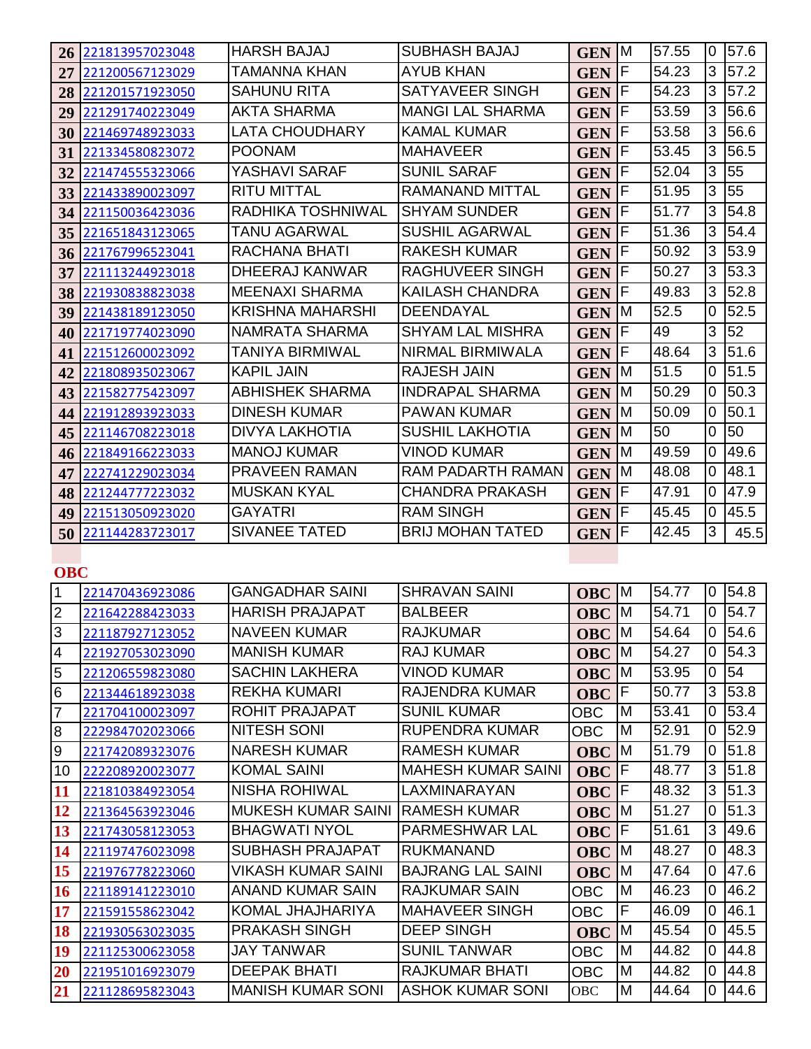| | | | | | | | | |
|---|---|---|---|---|---|---|---|---|
| 26 | 221813957023048 | HARSH BAJAJ | SUBHASH BAJAJ | GEN | M | 57.55 | 0 | 57.6 |
| 27 | 221200567123029 | TAMANNA KHAN | AYUB KHAN | GEN | F | 54.23 | 3 | 57.2 |
| 28 | 221201571923050 | SAHUNU RITA | SATYAVEER SINGH | GEN | F | 54.23 | 3 | 57.2 |
| 29 | 221291740223049 | AKTA SHARMA | MANGI LAL SHARMA | GEN | F | 53.59 | 3 | 56.6 |
| 30 | 221469748923033 | LATA CHOUDHARY | KAMAL KUMAR | GEN | F | 53.58 | 3 | 56.6 |
| 31 | 221334580823072 | POONAM | MAHAVEER | GEN | F | 53.45 | 3 | 56.5 |
| 32 | 221474555323066 | YASHAVI SARAF | SUNIL SARAF | GEN | F | 52.04 | 3 | 55 |
| 33 | 221433890023097 | RITU MITTAL | RAMANAND MITTAL | GEN | F | 51.95 | 3 | 55 |
| 34 | 221150036423036 | RADHIKA TOSHNIWAL | SHYAM SUNDER | GEN | F | 51.77 | 3 | 54.8 |
| 35 | 221651843123065 | TANU AGARWAL | SUSHIL AGARWAL | GEN | F | 51.36 | 3 | 54.4 |
| 36 | 221767996523041 | RACHANA BHATI | RAKESH KUMAR | GEN | F | 50.92 | 3 | 53.9 |
| 37 | 221113244923018 | DHEERAJ KANWAR | RAGHUVEER SINGH | GEN | F | 50.27 | 3 | 53.3 |
| 38 | 221930838823038 | MEENAXI SHARMA | KAILASH CHANDRA | GEN | F | 49.83 | 3 | 52.8 |
| 39 | 221438189123050 | KRISHNA MAHARSHI | DEENDAYAL | GEN | M | 52.5 | 0 | 52.5 |
| 40 | 221719774023090 | NAMRATA SHARMA | SHYAM LAL MISHRA | GEN | F | 49 | 3 | 52 |
| 41 | 221512600023092 | TANIYA BIRMIWAL | NIRMAL BIRMIWALA | GEN | F | 48.64 | 3 | 51.6 |
| 42 | 221808935023067 | KAPIL JAIN | RAJESH JAIN | GEN | M | 51.5 | 0 | 51.5 |
| 43 | 221582775423097 | ABHISHEK SHARMA | INDRAPAL SHARMA | GEN | M | 50.29 | 0 | 50.3 |
| 44 | 221912893923033 | DINESH KUMAR | PAWAN KUMAR | GEN | M | 50.09 | 0 | 50.1 |
| 45 | 221146708223018 | DIVYA LAKHOTIA | SUSHIL LAKHOTIA | GEN | M | 50 | 0 | 50 |
| 46 | 221849166223033 | MANOJ KUMAR | VINOD KUMAR | GEN | M | 49.59 | 0 | 49.6 |
| 47 | 222741229023034 | PRAVEEN RAMAN | RAM PADARTH RAMAN | GEN | M | 48.08 | 0 | 48.1 |
| 48 | 221244777223032 | MUSKAN KYAL | CHANDRA PRAKASH | GEN | F | 47.91 | 0 | 47.9 |
| 49 | 221513050923020 | GAYATRI | RAM SINGH | GEN | F | 45.45 | 0 | 45.5 |
| 50 | 221144283723017 | SIVANEE TATED | BRIJ MOHAN TATED | GEN | F | 42.45 | 3 | 45.5 |

**OBC**

| | | | | | | | | |
|---|---|---|---|---|---|---|---|---|
| 1 | 221470436923086 | GANGADHAR SAINI | SHRAVAN SAINI | OBC | M | 54.77 | 0 | 54.8 |
| 2 | 221642288423033 | HARISH PRAJAPAT | BALBEER | OBC | M | 54.71 | 0 | 54.7 |
| 3 | 221187927123052 | NAVEEN KUMAR | RAJKUMAR | OBC | M | 54.64 | 0 | 54.6 |
| 4 | 221927053023090 | MANISH KUMAR | RAJ KUMAR | OBC | M | 54.27 | 0 | 54.3 |
| 5 | 221206559823080 | SACHIN LAKHERA | VINOD KUMAR | OBC | M | 53.95 | 0 | 54 |
| 6 | 221344618923038 | REKHA KUMARI | RAJENDRA KUMAR | OBC | F | 50.77 | 3 | 53.8 |
| 7 | 221704100023097 | ROHIT PRAJAPAT | SUNIL KUMAR | OBC | M | 53.41 | 0 | 53.4 |
| 8 | 222984702023066 | NITESH SONI | RUPENDRA KUMAR | OBC | M | 52.91 | 0 | 52.9 |
| 9 | 221742089323076 | NARESH KUMAR | RAMESH KUMAR | OBC | M | 51.79 | 0 | 51.8 |
| 10 | 222208920023077 | KOMAL SAINI | MAHESH KUMAR SAINI | OBC | F | 48.77 | 3 | 51.8 |
| 11 | 221810384923054 | NISHA ROHIWAL | LAXMINARAYAN | OBC | F | 48.32 | 3 | 51.3 |
| 12 | 221364563923046 | MUKESH KUMAR SAINI | RAMESH KUMAR | OBC | M | 51.27 | 0 | 51.3 |
| 13 | 221743058123053 | BHAGWATI NYOL | PARMESHWAR LAL | OBC | F | 51.61 | 3 | 49.6 |
| 14 | 221197476023098 | SUBHASH PRAJAPAT | RUKMANAND | OBC | M | 48.27 | 0 | 48.3 |
| 15 | 221976778223060 | VIKASH KUMAR SAINI | BAJRANG LAL SAINI | OBC | M | 47.64 | 0 | 47.6 |
| 16 | 221189141223010 | ANAND KUMAR SAIN | RAJKUMAR SAIN | OBC | M | 46.23 | 0 | 46.2 |
| 17 | 221591558623042 | KOMAL JHAJHARIYA | MAHAVEER SINGH | OBC | F | 46.09 | 0 | 46.1 |
| 18 | 221930563023035 | PRAKASH SINGH | DEEP SINGH | OBC | M | 45.54 | 0 | 45.5 |
| 19 | 221125300623058 | JAY TANWAR | SUNIL TANWAR | OBC | M | 44.82 | 0 | 44.8 |
| 20 | 221951016923079 | DEEPAK BHATI | RAJKUMAR BHATI | OBC | M | 44.82 | 0 | 44.8 |
| 21 | 221128695823043 | MANISH KUMAR SONI | ASHOK KUMAR SONI | OBC | M | 44.64 | 0 | 44.6 |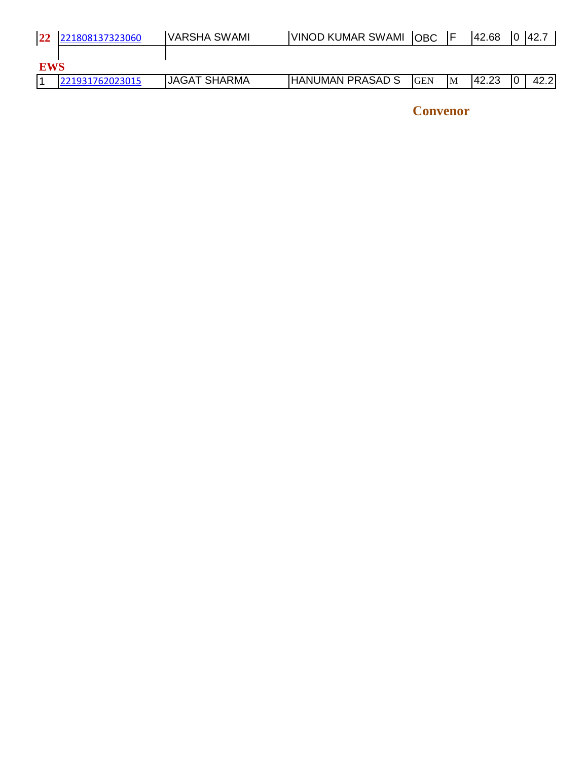| | | | | | | | | |
|---|---|---|---|---|---|---|---|---|
| **22** | 221808137323060 | VARSHA SWAMI | VINOD KUMAR SWAMI | OBC | F | 42.68 | 0 | 42.7 |
| | | | | | | | | |

**EWS**

| | | | | | | | | |
|---|---|---|---|---|---|---|---|---|
| 1 | 221931762023015 | JAGAT SHARMA | HANUMAN PRASAD S | GEN | M | 42.23 | 0 | 42.2 |

**Convenor**